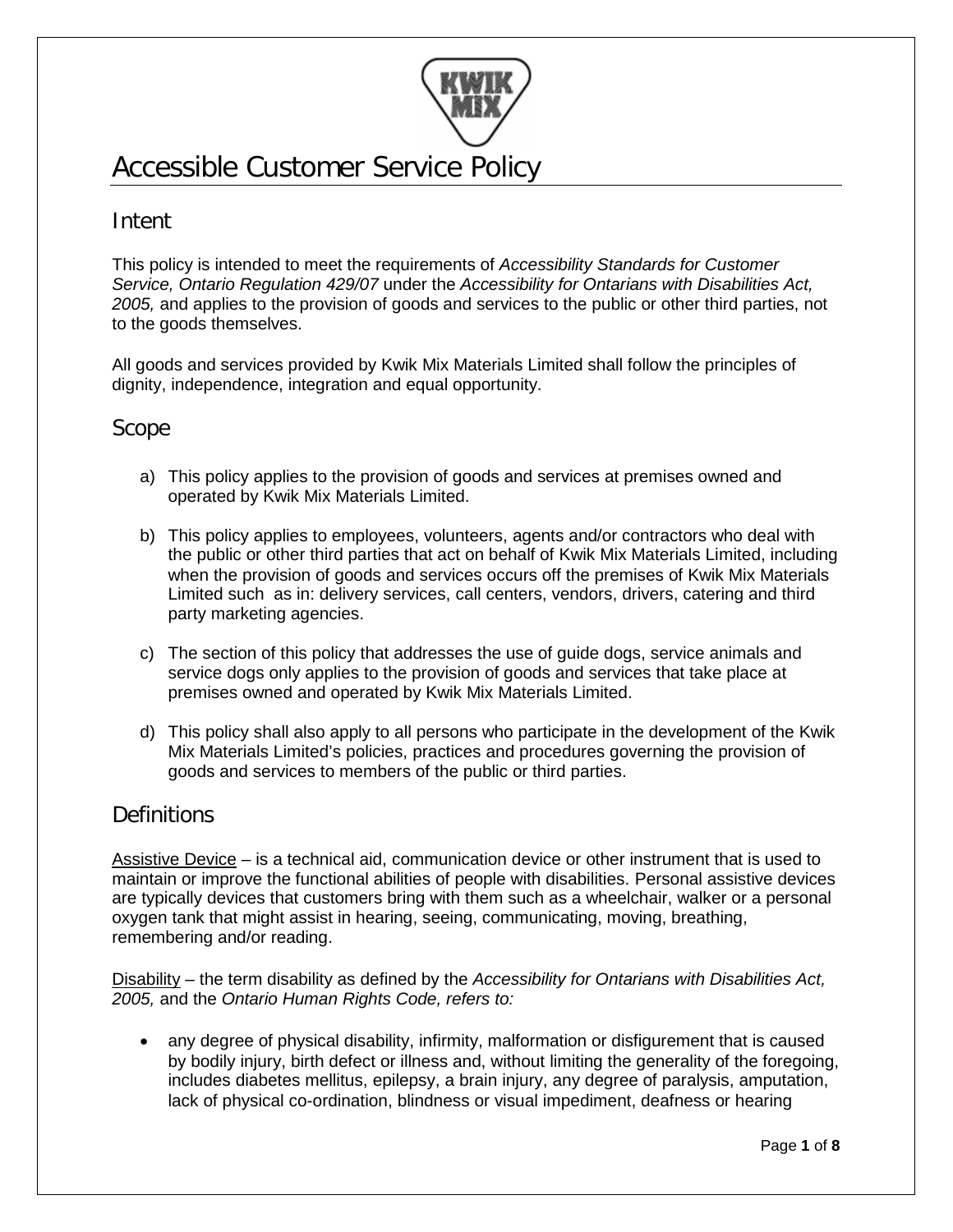# Accessible Customer Service Policy

## Intent

This policy is intended to meet the requirements of *Accessibility Standards for Customer Service, Ontario Regulation 429/07* under the *Accessibility for Ontarians with Disabilities Act, 2005,* and applies to the provision of goods and services to the public or other third parties, not to the goods themselves.

All goods and services provided by Kwik Mix Materials Limited shall follow the principles of dignity, independence, integration and equal opportunity.

## Scope

a) This policy applies to the provision of goods and services at premises owned and operated by Kwik Mix Materials Limited.

b) This policy applies to employees, volunteers, agents and/or contractors who deal with the public or other third parties that act on behalf of Kwik Mix Materials Limited, including when the provision of goods and services occurs off the premises of Kwik Mix Materials Limited such as in: delivery services, call centers, vendors, drivers, catering and third party marketing agencies.

c) The section of this policy that addresses the use of guide dogs, service animals and service dogs only applies to the provision of goods and services that take place at premises owned and operated by Kwik Mix Materials Limited.

d) This policy shall also apply to all persons who participate in the development of the Kwik Mix Materials Limited's policies, practices and procedures governing the provision of goods and services to members of the public or third parties.

## Definitions

Assistive Device – is a technical aid, communication device or other instrument that is used to maintain or improve the functional abilities of people with disabilities. Personal assistive devices are typically devices that customers bring with them such as a wheelchair, walker or a personal oxygen tank that might assist in hearing, seeing, communicating, moving, breathing, remembering and/or reading.

Disability – the term disability as defined by the *Accessibility for Ontarians with Disabilities Act, 2005,* and the *Ontario Human Rights Code, refers to:*

- any degree of physical disability, infirmity, malformation or disfigurement that is caused by bodily injury, birth defect or illness and, without limiting the generality of the foregoing, includes diabetes mellitus, epilepsy, a brain injury, any degree of paralysis, amputation, lack of physical co-ordination, blindness or visual impediment, deafness or hearing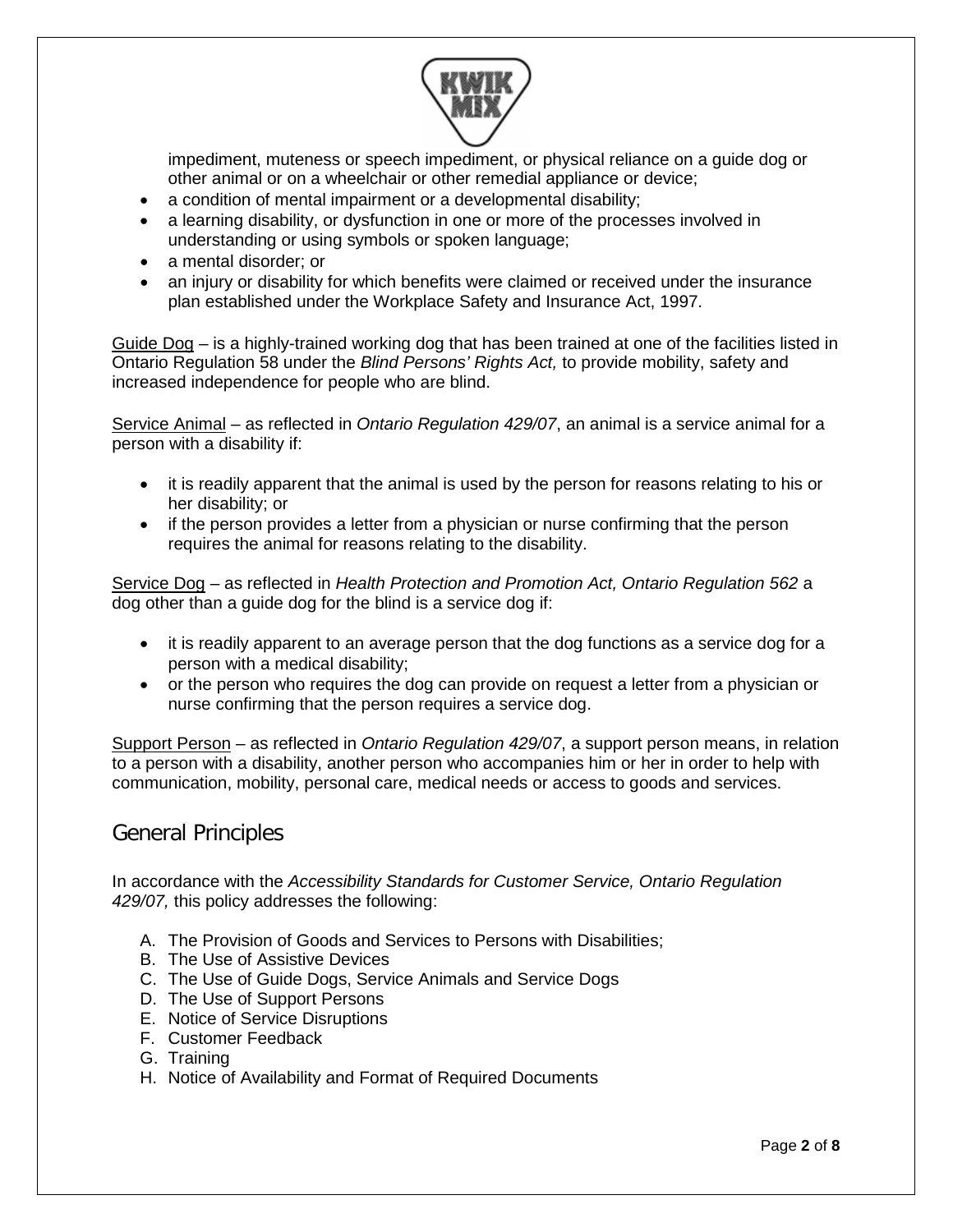impediment, muteness or speech impediment, or physical reliance on a guide dog or other animal or on a wheelchair or other remedial appliance or device;

- a condition of mental impairment or a developmental disability;
- a learning disability, or dysfunction in one or more of the processes involved in understanding or using symbols or spoken language;
- a mental disorder; or
- an injury or disability for which benefits were claimed or received under the insurance plan established under the Workplace Safety and Insurance Act, 1997.

Guide Dog – is a highly-trained working dog that has been trained at one of the facilities listed in Ontario Regulation 58 under the *Blind Persons' Rights Act,* to provide mobility, safety and increased independence for people who are blind.

Service Animal – as reflected in *Ontario Regulation 429/07*, an animal is a service animal for a person with a disability if:

- it is readily apparent that the animal is used by the person for reasons relating to his or her disability; or
- if the person provides a letter from a physician or nurse confirming that the person requires the animal for reasons relating to the disability.

Service Dog – as reflected in *Health Protection and Promotion Act, Ontario Regulation 562* a dog other than a guide dog for the blind is a service dog if:

- it is readily apparent to an average person that the dog functions as a service dog for a person with a medical disability;
- or the person who requires the dog can provide on request a letter from a physician or nurse confirming that the person requires a service dog.

Support Person – as reflected in *Ontario Regulation 429/07*, a support person means, in relation to a person with a disability, another person who accompanies him or her in order to help with communication, mobility, personal care, medical needs or access to goods and services.

## General Principles

In accordance with the *Accessibility Standards for Customer Service, Ontario Regulation 429/07,* this policy addresses the following:

A. The Provision of Goods and Services to Persons with Disabilities;
B. The Use of Assistive Devices
C. The Use of Guide Dogs, Service Animals and Service Dogs
D. The Use of Support Persons
E. Notice of Service Disruptions
F. Customer Feedback
G. Training
H. Notice of Availability and Format of Required Documents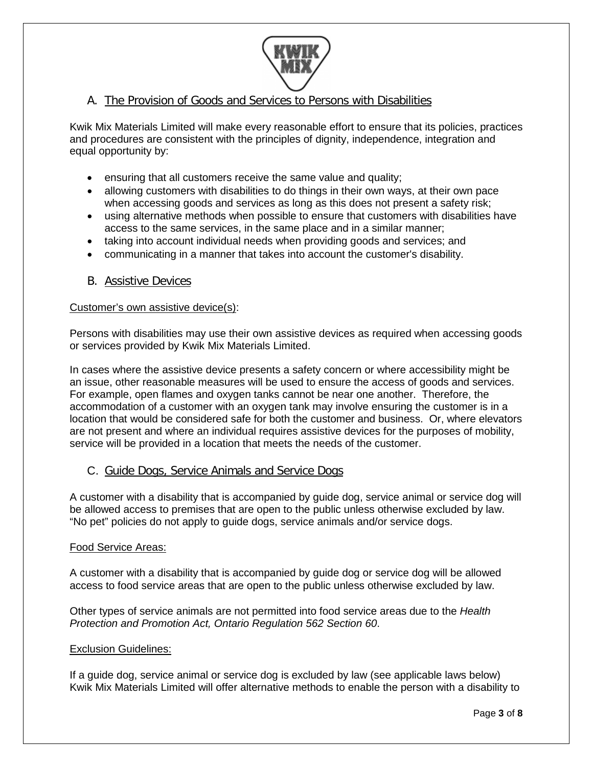## A. The Provision of Goods and Services to Persons with Disabilities

Kwik Mix Materials Limited will make every reasonable effort to ensure that its policies, practices and procedures are consistent with the principles of dignity, independence, integration and equal opportunity by:

- ensuring that all customers receive the same value and quality;
- allowing customers with disabilities to do things in their own ways, at their own pace when accessing goods and services as long as this does not present a safety risk;
- using alternative methods when possible to ensure that customers with disabilities have access to the same services, in the same place and in a similar manner;
- taking into account individual needs when providing goods and services; and
- communicating in a manner that takes into account the customer's disability.

## B. Assistive Devices

Customer's own assistive device(s):

Persons with disabilities may use their own assistive devices as required when accessing goods or services provided by Kwik Mix Materials Limited.

In cases where the assistive device presents a safety concern or where accessibility might be an issue, other reasonable measures will be used to ensure the access of goods and services. For example, open flames and oxygen tanks cannot be near one another. Therefore, the accommodation of a customer with an oxygen tank may involve ensuring the customer is in a location that would be considered safe for both the customer and business. Or, where elevators are not present and where an individual requires assistive devices for the purposes of mobility, service will be provided in a location that meets the needs of the customer.

## C. Guide Dogs, Service Animals and Service Dogs

A customer with a disability that is accompanied by guide dog, service animal or service dog will be allowed access to premises that are open to the public unless otherwise excluded by law. "No pet" policies do not apply to guide dogs, service animals and/or service dogs.

Food Service Areas:

A customer with a disability that is accompanied by guide dog or service dog will be allowed access to food service areas that are open to the public unless otherwise excluded by law.

Other types of service animals are not permitted into food service areas due to the *Health Protection and Promotion Act, Ontario Regulation 562 Section 60*.

Exclusion Guidelines:

If a guide dog, service animal or service dog is excluded by law (see applicable laws below) Kwik Mix Materials Limited will offer alternative methods to enable the person with a disability to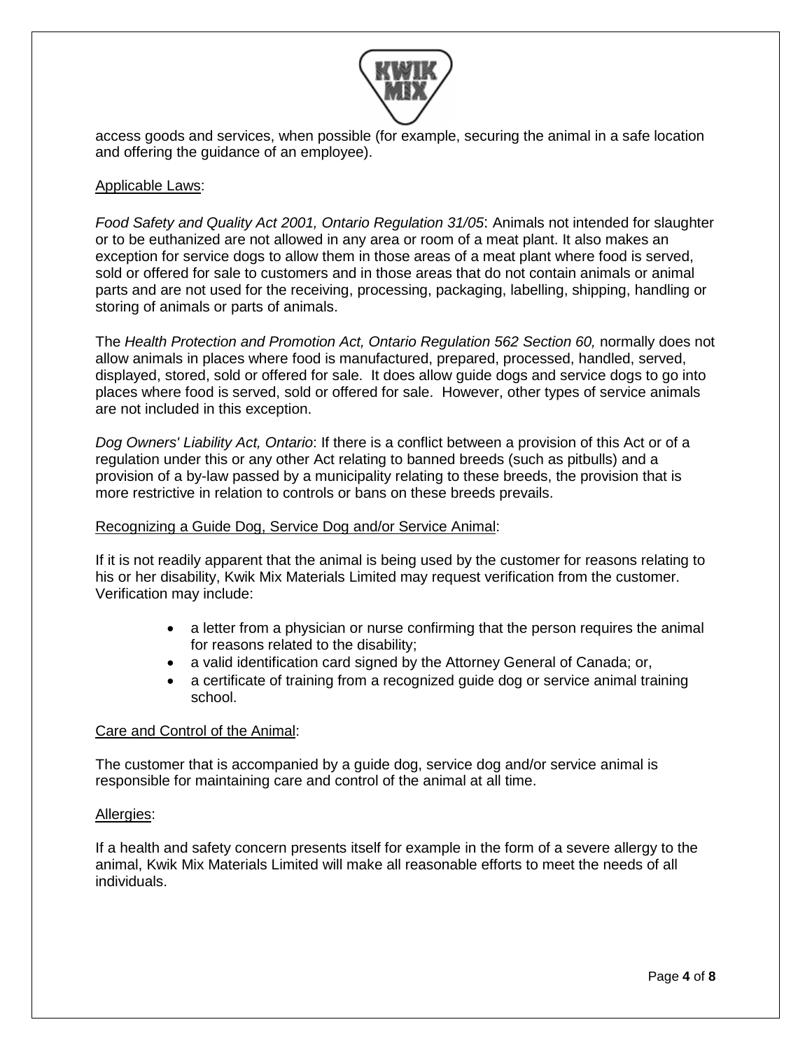access goods and services, when possible (for example, securing the animal in a safe location and offering the guidance of an employee).

<u>Applicable Laws</u>:

*Food Safety and Quality Act 2001, Ontario Regulation 31/05*: Animals not intended for slaughter or to be euthanized are not allowed in any area or room of a meat plant. It also makes an exception for service dogs to allow them in those areas of a meat plant where food is served, sold or offered for sale to customers and in those areas that do not contain animals or animal parts and are not used for the receiving, processing, packaging, labelling, shipping, handling or storing of animals or parts of animals.

The *Health Protection and Promotion Act, Ontario Regulation 562 Section 60,* normally does not allow animals in places where food is manufactured, prepared, processed, handled, served, displayed, stored, sold or offered for sale. It does allow guide dogs and service dogs to go into places where food is served, sold or offered for sale. However, other types of service animals are not included in this exception.

*Dog Owners' Liability Act, Ontario*: If there is a conflict between a provision of this Act or of a regulation under this or any other Act relating to banned breeds (such as pitbulls) and a provision of a by-law passed by a municipality relating to these breeds, the provision that is more restrictive in relation to controls or bans on these breeds prevails.

<u>Recognizing a Guide Dog, Service Dog and/or Service Animal</u>:

If it is not readily apparent that the animal is being used by the customer for reasons relating to his or her disability, Kwik Mix Materials Limited may request verification from the customer. Verification may include:

- a letter from a physician or nurse confirming that the person requires the animal for reasons related to the disability;
- a valid identification card signed by the Attorney General of Canada; or,
- a certificate of training from a recognized guide dog or service animal training school.

<u>Care and Control of the Animal</u>:

The customer that is accompanied by a guide dog, service dog and/or service animal is responsible for maintaining care and control of the animal at all time.

<u>Allergies</u>:

If a health and safety concern presents itself for example in the form of a severe allergy to the animal, Kwik Mix Materials Limited will make all reasonable efforts to meet the needs of all individuals.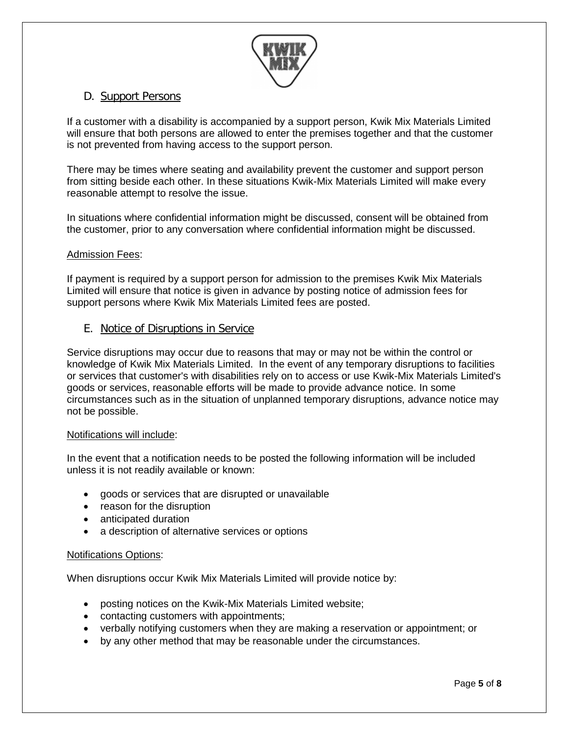## D. Support Persons

If a customer with a disability is accompanied by a support person, Kwik Mix Materials Limited will ensure that both persons are allowed to enter the premises together and that the customer is not prevented from having access to the support person.

There may be times where seating and availability prevent the customer and support person from sitting beside each other. In these situations Kwik-Mix Materials Limited will make every reasonable attempt to resolve the issue.

In situations where confidential information might be discussed, consent will be obtained from the customer, prior to any conversation where confidential information might be discussed.

Admission Fees:

If payment is required by a support person for admission to the premises Kwik Mix Materials Limited will ensure that notice is given in advance by posting notice of admission fees for support persons where Kwik Mix Materials Limited fees are posted.

## E. Notice of Disruptions in Service

Service disruptions may occur due to reasons that may or may not be within the control or knowledge of Kwik Mix Materials Limited. In the event of any temporary disruptions to facilities or services that customer's with disabilities rely on to access or use Kwik-Mix Materials Limited's goods or services, reasonable efforts will be made to provide advance notice. In some circumstances such as in the situation of unplanned temporary disruptions, advance notice may not be possible.

Notifications will include:

In the event that a notification needs to be posted the following information will be included unless it is not readily available or known:

- goods or services that are disrupted or unavailable
- reason for the disruption
- anticipated duration
- a description of alternative services or options

Notifications Options:

When disruptions occur Kwik Mix Materials Limited will provide notice by:

- posting notices on the Kwik-Mix Materials Limited website;
- contacting customers with appointments;
- verbally notifying customers when they are making a reservation or appointment; or
- by any other method that may be reasonable under the circumstances.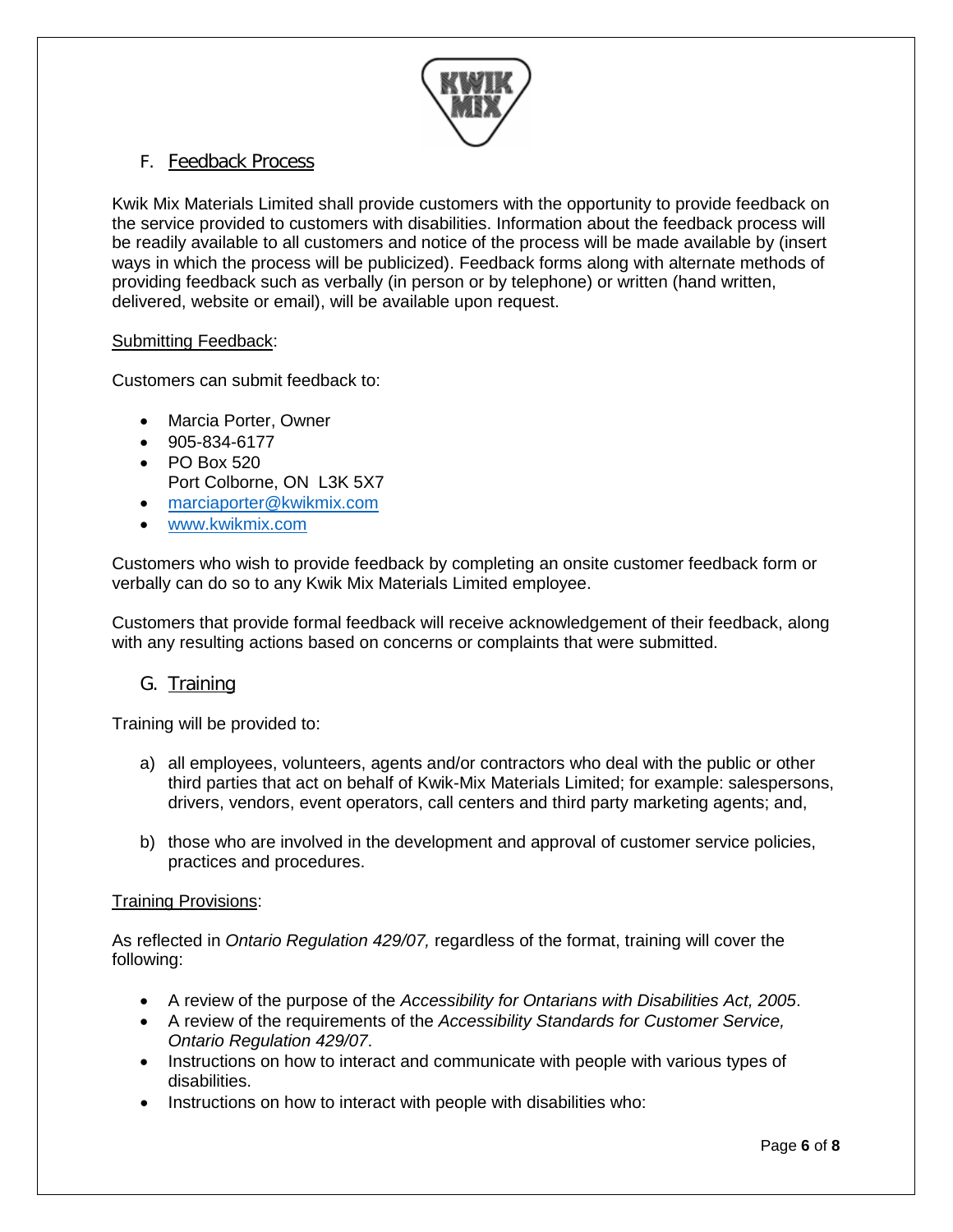## F. Feedback Process

Kwik Mix Materials Limited shall provide customers with the opportunity to provide feedback on the service provided to customers with disabilities. Information about the feedback process will be readily available to all customers and notice of the process will be made available by (insert ways in which the process will be publicized). Feedback forms along with alternate methods of providing feedback such as verbally (in person or by telephone) or written (hand written, delivered, website or email), will be available upon request.

Submitting Feedback:

Customers can submit feedback to:

- Marcia Porter, Owner
- 905-834-6177
- PO Box 520  
  Port Colborne, ON  L3K 5X7
- marciaporter@kwikmix.com
- www.kwikmix.com

Customers who wish to provide feedback by completing an onsite customer feedback form or verbally can do so to any Kwik Mix Materials Limited employee.

Customers that provide formal feedback will receive acknowledgement of their feedback, along with any resulting actions based on concerns or complaints that were submitted.

## G. Training

Training will be provided to:

a) all employees, volunteers, agents and/or contractors who deal with the public or other third parties that act on behalf of Kwik-Mix Materials Limited; for example: salespersons, drivers, vendors, event operators, call centers and third party marketing agents; and,

b) those who are involved in the development and approval of customer service policies, practices and procedures.

Training Provisions:

As reflected in *Ontario Regulation 429/07,* regardless of the format, training will cover the following:

- A review of the purpose of the *Accessibility for Ontarians with Disabilities Act, 2005*.
- A review of the requirements of the *Accessibility Standards for Customer Service, Ontario Regulation 429/07*.
- Instructions on how to interact and communicate with people with various types of disabilities.
- Instructions on how to interact with people with disabilities who: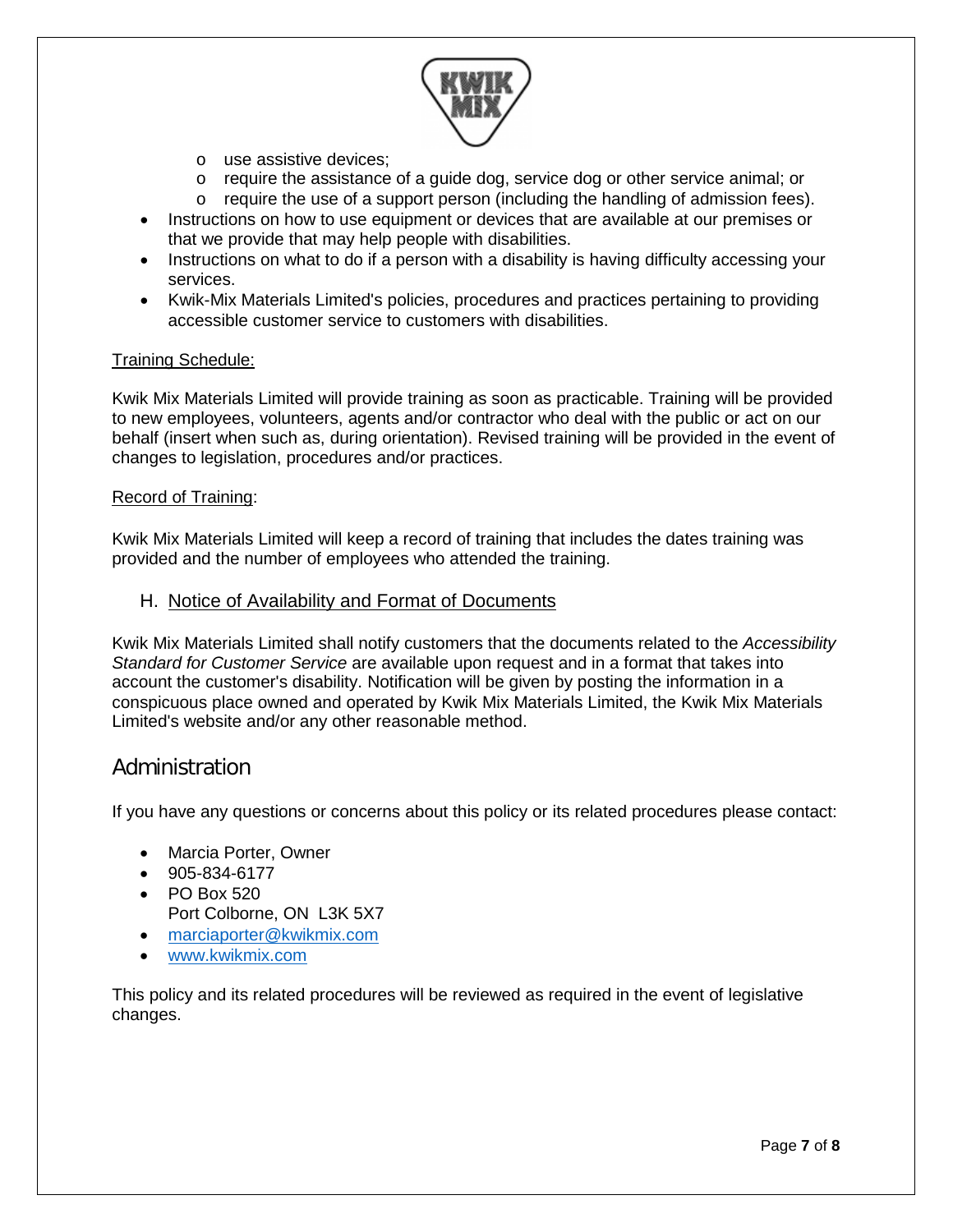- use assistive devices;
  - require the assistance of a guide dog, service dog or other service animal; or
  - require the use of a support person (including the handling of admission fees).
- Instructions on how to use equipment or devices that are available at our premises or that we provide that may help people with disabilities.
- Instructions on what to do if a person with a disability is having difficulty accessing your services.
- Kwik-Mix Materials Limited's policies, procedures and practices pertaining to providing accessible customer service to customers with disabilities.

Training Schedule:

Kwik Mix Materials Limited will provide training as soon as practicable. Training will be provided to new employees, volunteers, agents and/or contractor who deal with the public or act on our behalf (insert when such as, during orientation). Revised training will be provided in the event of changes to legislation, procedures and/or practices.

Record of Training:

Kwik Mix Materials Limited will keep a record of training that includes the dates training was provided and the number of employees who attended the training.

### H. Notice of Availability and Format of Documents

Kwik Mix Materials Limited shall notify customers that the documents related to the *Accessibility Standard for Customer Service* are available upon request and in a format that takes into account the customer's disability. Notification will be given by posting the information in a conspicuous place owned and operated by Kwik Mix Materials Limited, the Kwik Mix Materials Limited's website and/or any other reasonable method.

## Administration

If you have any questions or concerns about this policy or its related procedures please contact:

- Marcia Porter, Owner
- 905-834-6177
- PO Box 520
  Port Colborne, ON L3K 5X7
- marciaporter@kwikmix.com
- www.kwikmix.com

This policy and its related procedures will be reviewed as required in the event of legislative changes.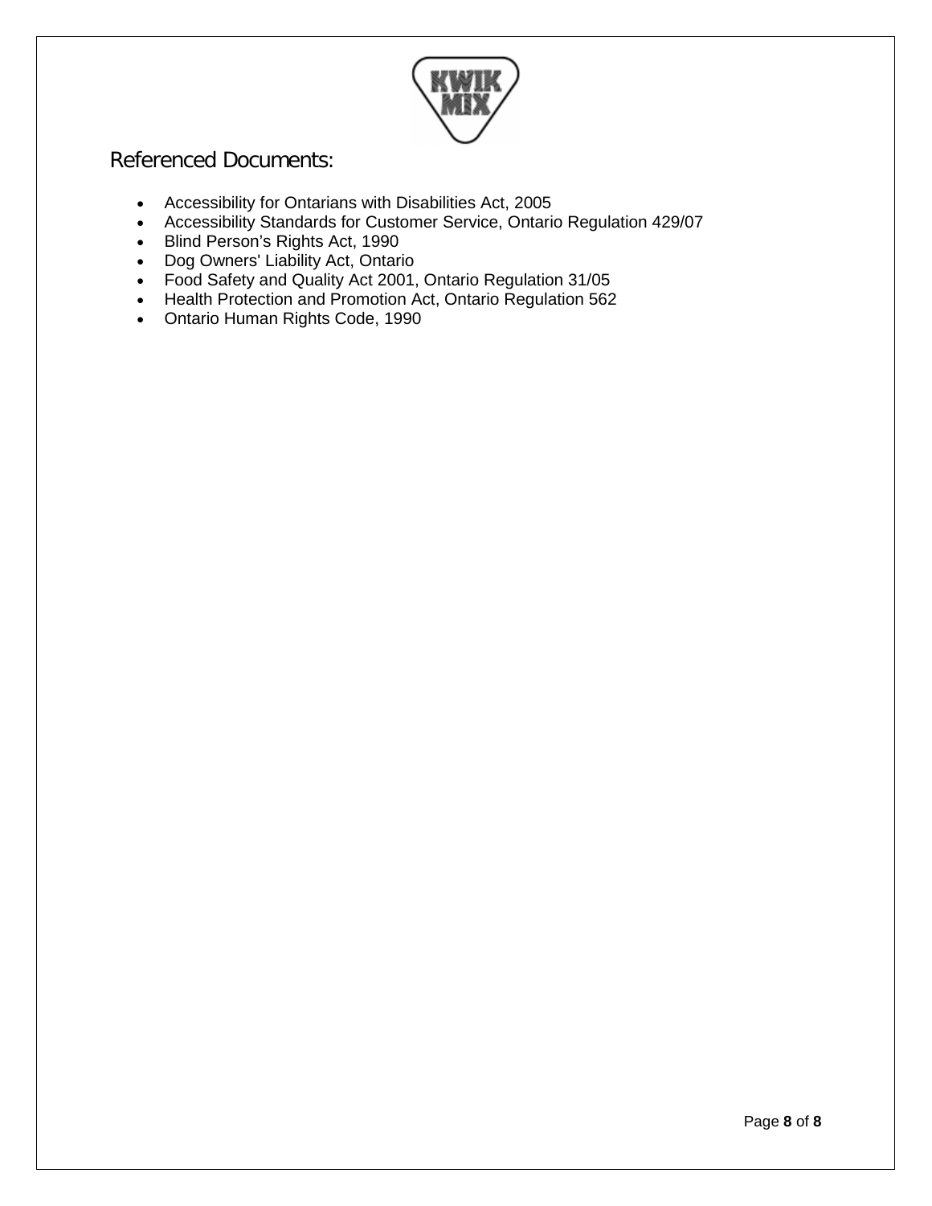## Referenced Documents:

- Accessibility for Ontarians with Disabilities Act, 2005
- Accessibility Standards for Customer Service, Ontario Regulation 429/07
- Blind Person's Rights Act, 1990
- Dog Owners' Liability Act, Ontario
- Food Safety and Quality Act 2001, Ontario Regulation 31/05
- Health Protection and Promotion Act, Ontario Regulation 562
- Ontario Human Rights Code, 1990